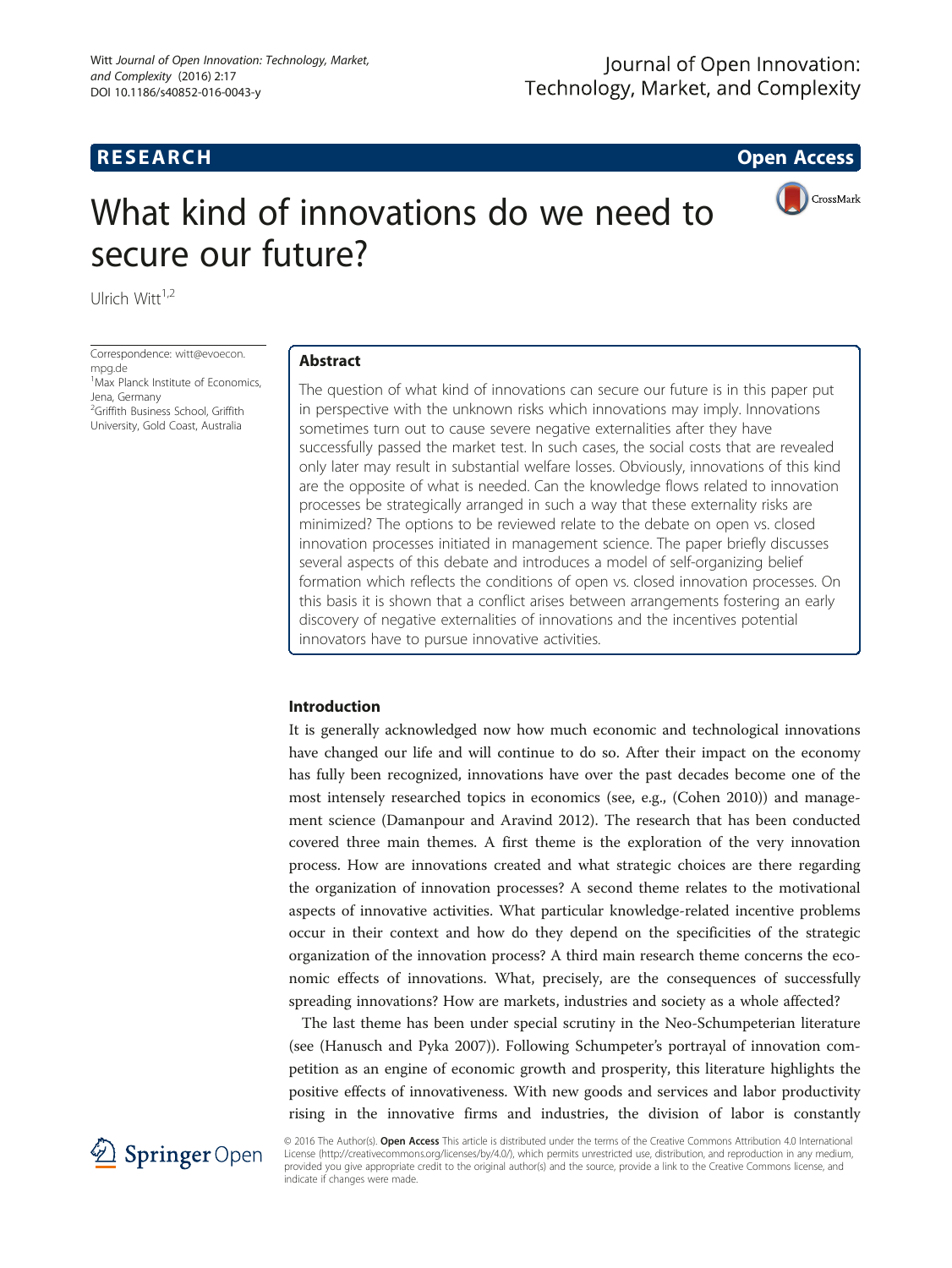RESEARCH Open Access

# What kind of innovations do we need to secure our future?

Ulrich Witt[1,2]

Correspondence: witt@evoecon.mpg.de
[1]Max Planck Institute of Economics, Jena, Germany
[2]Griffith Business School, Griffith University, Gold Coast, Australia

## Abstract

The question of what kind of innovations can secure our future is in this paper put in perspective with the unknown risks which innovations may imply. Innovations sometimes turn out to cause severe negative externalities after they have successfully passed the market test. In such cases, the social costs that are revealed only later may result in substantial welfare losses. Obviously, innovations of this kind are the opposite of what is needed. Can the knowledge flows related to innovation processes be strategically arranged in such a way that these externality risks are minimized? The options to be reviewed relate to the debate on open vs. closed innovation processes initiated in management science. The paper briefly discusses several aspects of this debate and introduces a model of self-organizing belief formation which reflects the conditions of open vs. closed innovation processes. On this basis it is shown that a conflict arises between arrangements fostering an early discovery of negative externalities of innovations and the incentives potential innovators have to pursue innovative activities.

## Introduction

It is generally acknowledged now how much economic and technological innovations have changed our life and will continue to do so. After their impact on the economy has fully been recognized, innovations have over the past decades become one of the most intensely researched topics in economics (see, e.g., (Cohen 2010)) and management science (Damanpour and Aravind 2012). The research that has been conducted covered three main themes. A first theme is the exploration of the very innovation process. How are innovations created and what strategic choices are there regarding the organization of innovation processes? A second theme relates to the motivational aspects of innovative activities. What particular knowledge-related incentive problems occur in their context and how do they depend on the specificities of the strategic organization of the innovation process? A third main research theme concerns the economic effects of innovations. What, precisely, are the consequences of successfully spreading innovations? How are markets, industries and society as a whole affected?

The last theme has been under special scrutiny in the Neo-Schumpeterian literature (see (Hanusch and Pyka 2007)). Following Schumpeter's portrayal of innovation competition as an engine of economic growth and prosperity, this literature highlights the positive effects of innovativeness. With new goods and services and labor productivity rising in the innovative firms and industries, the division of labor is constantly

© 2016 The Author(s). Open Access This article is distributed under the terms of the Creative Commons Attribution 4.0 International License (http://creativecommons.org/licenses/by/4.0/), which permits unrestricted use, distribution, and reproduction in any medium, provided you give appropriate credit to the original author(s) and the source, provide a link to the Creative Commons license, and indicate if changes were made.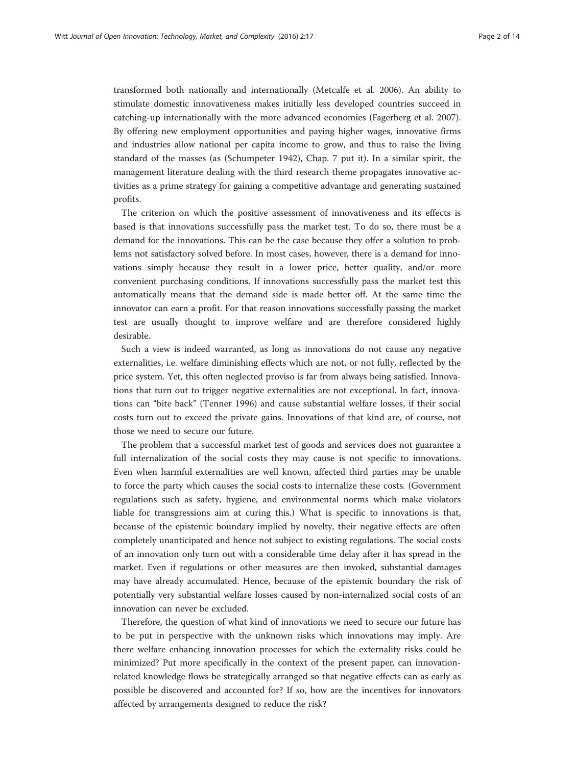transformed both nationally and internationally (Metcalfe et al. 2006). An ability to stimulate domestic innovativeness makes initially less developed countries succeed in catching-up internationally with the more advanced economies (Fagerberg et al. 2007). By offering new employment opportunities and paying higher wages, innovative firms and industries allow national per capita income to grow, and thus to raise the living standard of the masses (as (Schumpeter 1942), Chap. 7 put it). In a similar spirit, the management literature dealing with the third research theme propagates innovative activities as a prime strategy for gaining a competitive advantage and generating sustained profits.

The criterion on which the positive assessment of innovativeness and its effects is based is that innovations successfully pass the market test. To do so, there must be a demand for the innovations. This can be the case because they offer a solution to problems not satisfactory solved before. In most cases, however, there is a demand for innovations simply because they result in a lower price, better quality, and/or more convenient purchasing conditions. If innovations successfully pass the market test this automatically means that the demand side is made better off. At the same time the innovator can earn a profit. For that reason innovations successfully passing the market test are usually thought to improve welfare and are therefore considered highly desirable.

Such a view is indeed warranted, as long as innovations do not cause any negative externalities, i.e. welfare diminishing effects which are not, or not fully, reflected by the price system. Yet, this often neglected proviso is far from always being satisfied. Innovations that turn out to trigger negative externalities are not exceptional. In fact, innovations can "bite back" (Tenner 1996) and cause substantial welfare losses, if their social costs turn out to exceed the private gains. Innovations of that kind are, of course, not those we need to secure our future.

The problem that a successful market test of goods and services does not guarantee a full internalization of the social costs they may cause is not specific to innovations. Even when harmful externalities are well known, affected third parties may be unable to force the party which causes the social costs to internalize these costs. (Government regulations such as safety, hygiene, and environmental norms which make violators liable for transgressions aim at curing this.) What is specific to innovations is that, because of the epistemic boundary implied by novelty, their negative effects are often completely unanticipated and hence not subject to existing regulations. The social costs of an innovation only turn out with a considerable time delay after it has spread in the market. Even if regulations or other measures are then invoked, substantial damages may have already accumulated. Hence, because of the epistemic boundary the risk of potentially very substantial welfare losses caused by non-internalized social costs of an innovation can never be excluded.

Therefore, the question of what kind of innovations we need to secure our future has to be put in perspective with the unknown risks which innovations may imply. Are there welfare enhancing innovation processes for which the externality risks could be minimized? Put more specifically in the context of the present paper, can innovation-related knowledge flows be strategically arranged so that negative effects can as early as possible be discovered and accounted for? If so, how are the incentives for innovators affected by arrangements designed to reduce the risk?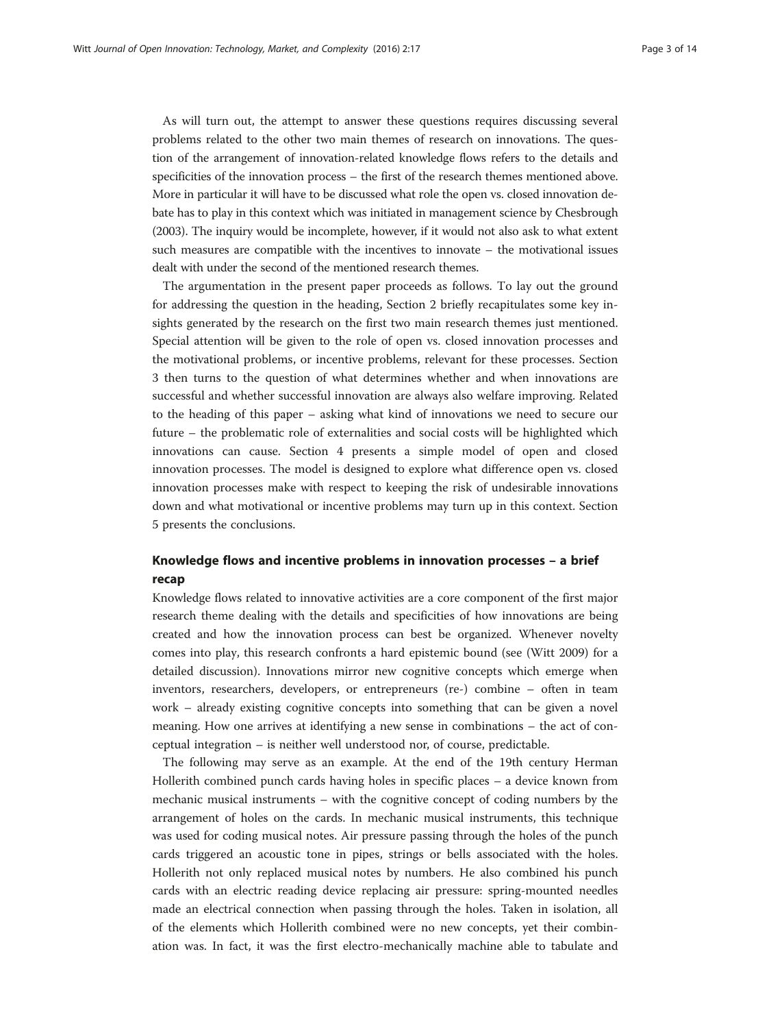As will turn out, the attempt to answer these questions requires discussing several problems related to the other two main themes of research on innovations. The question of the arrangement of innovation-related knowledge flows refers to the details and specificities of the innovation process – the first of the research themes mentioned above. More in particular it will have to be discussed what role the open vs. closed innovation debate has to play in this context which was initiated in management science by Chesbrough (2003). The inquiry would be incomplete, however, if it would not also ask to what extent such measures are compatible with the incentives to innovate – the motivational issues dealt with under the second of the mentioned research themes.

The argumentation in the present paper proceeds as follows. To lay out the ground for addressing the question in the heading, Section 2 briefly recapitulates some key insights generated by the research on the first two main research themes just mentioned. Special attention will be given to the role of open vs. closed innovation processes and the motivational problems, or incentive problems, relevant for these processes. Section 3 then turns to the question of what determines whether and when innovations are successful and whether successful innovation are always also welfare improving. Related to the heading of this paper – asking what kind of innovations we need to secure our future – the problematic role of externalities and social costs will be highlighted which innovations can cause. Section 4 presents a simple model of open and closed innovation processes. The model is designed to explore what difference open vs. closed innovation processes make with respect to keeping the risk of undesirable innovations down and what motivational or incentive problems may turn up in this context. Section 5 presents the conclusions.

## Knowledge flows and incentive problems in innovation processes – a brief recap

Knowledge flows related to innovative activities are a core component of the first major research theme dealing with the details and specificities of how innovations are being created and how the innovation process can best be organized. Whenever novelty comes into play, this research confronts a hard epistemic bound (see (Witt 2009) for a detailed discussion). Innovations mirror new cognitive concepts which emerge when inventors, researchers, developers, or entrepreneurs (re-) combine – often in team work – already existing cognitive concepts into something that can be given a novel meaning. How one arrives at identifying a new sense in combinations – the act of conceptual integration – is neither well understood nor, of course, predictable.

The following may serve as an example. At the end of the 19th century Herman Hollerith combined punch cards having holes in specific places – a device known from mechanic musical instruments – with the cognitive concept of coding numbers by the arrangement of holes on the cards. In mechanic musical instruments, this technique was used for coding musical notes. Air pressure passing through the holes of the punch cards triggered an acoustic tone in pipes, strings or bells associated with the holes. Hollerith not only replaced musical notes by numbers. He also combined his punch cards with an electric reading device replacing air pressure: spring-mounted needles made an electrical connection when passing through the holes. Taken in isolation, all of the elements which Hollerith combined were no new concepts, yet their combination was. In fact, it was the first electro-mechanically machine able to tabulate and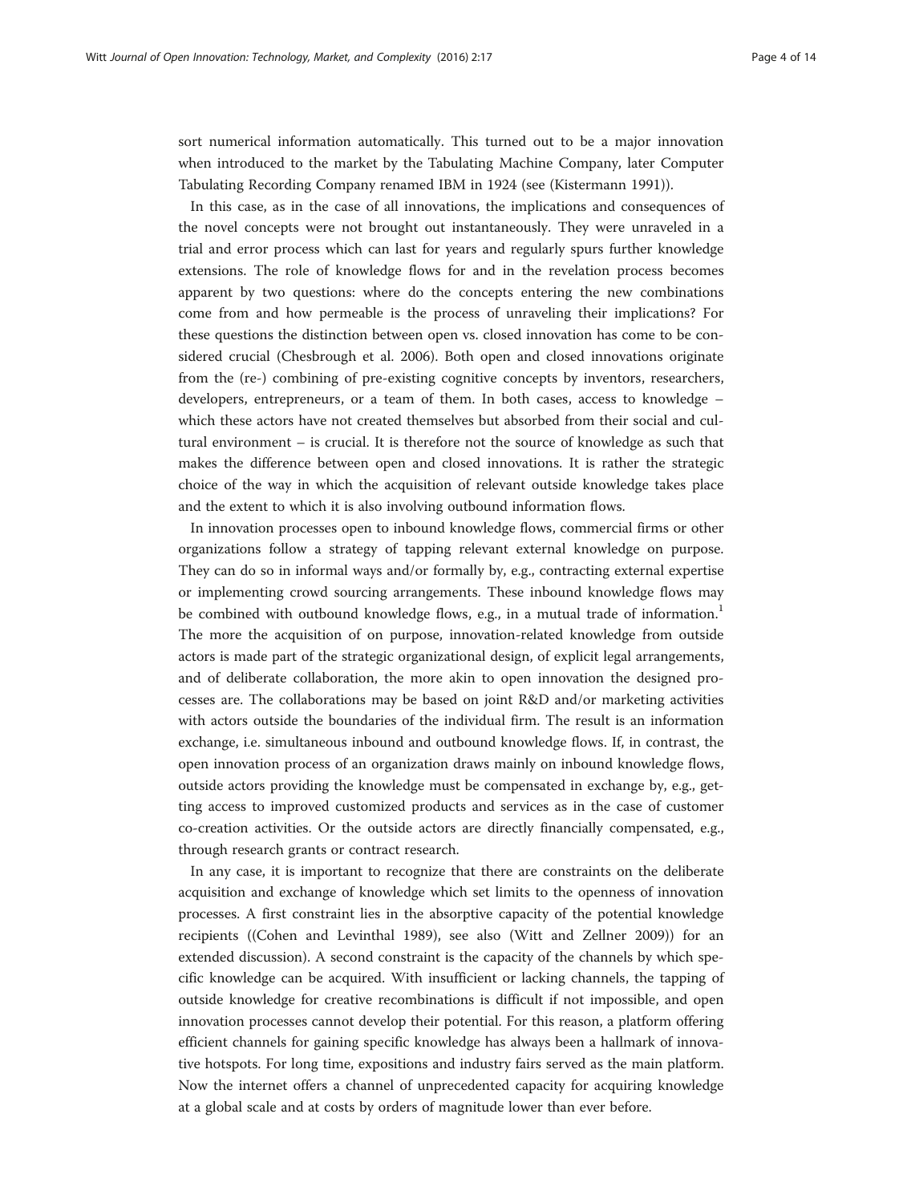sort numerical information automatically. This turned out to be a major innovation when introduced to the market by the Tabulating Machine Company, later Computer Tabulating Recording Company renamed IBM in 1924 (see (Kistermann 1991)).

In this case, as in the case of all innovations, the implications and consequences of the novel concepts were not brought out instantaneously. They were unraveled in a trial and error process which can last for years and regularly spurs further knowledge extensions. The role of knowledge flows for and in the revelation process becomes apparent by two questions: where do the concepts entering the new combinations come from and how permeable is the process of unraveling their implications? For these questions the distinction between open vs. closed innovation has come to be considered crucial (Chesbrough et al. 2006). Both open and closed innovations originate from the (re-) combining of pre-existing cognitive concepts by inventors, researchers, developers, entrepreneurs, or a team of them. In both cases, access to knowledge – which these actors have not created themselves but absorbed from their social and cultural environment – is crucial. It is therefore not the source of knowledge as such that makes the difference between open and closed innovations. It is rather the strategic choice of the way in which the acquisition of relevant outside knowledge takes place and the extent to which it is also involving outbound information flows.

In innovation processes open to inbound knowledge flows, commercial firms or other organizations follow a strategy of tapping relevant external knowledge on purpose. They can do so in informal ways and/or formally by, e.g., contracting external expertise or implementing crowd sourcing arrangements. These inbound knowledge flows may be combined with outbound knowledge flows, e.g., in a mutual trade of information.[1] The more the acquisition of on purpose, innovation-related knowledge from outside actors is made part of the strategic organizational design, of explicit legal arrangements, and of deliberate collaboration, the more akin to open innovation the designed processes are. The collaborations may be based on joint R&D and/or marketing activities with actors outside the boundaries of the individual firm. The result is an information exchange, i.e. simultaneous inbound and outbound knowledge flows. If, in contrast, the open innovation process of an organization draws mainly on inbound knowledge flows, outside actors providing the knowledge must be compensated in exchange by, e.g., getting access to improved customized products and services as in the case of customer co-creation activities. Or the outside actors are directly financially compensated, e.g., through research grants or contract research.

In any case, it is important to recognize that there are constraints on the deliberate acquisition and exchange of knowledge which set limits to the openness of innovation processes. A first constraint lies in the absorptive capacity of the potential knowledge recipients ((Cohen and Levinthal 1989), see also (Witt and Zellner 2009)) for an extended discussion). A second constraint is the capacity of the channels by which specific knowledge can be acquired. With insufficient or lacking channels, the tapping of outside knowledge for creative recombinations is difficult if not impossible, and open innovation processes cannot develop their potential. For this reason, a platform offering efficient channels for gaining specific knowledge has always been a hallmark of innovative hotspots. For long time, expositions and industry fairs served as the main platform. Now the internet offers a channel of unprecedented capacity for acquiring knowledge at a global scale and at costs by orders of magnitude lower than ever before.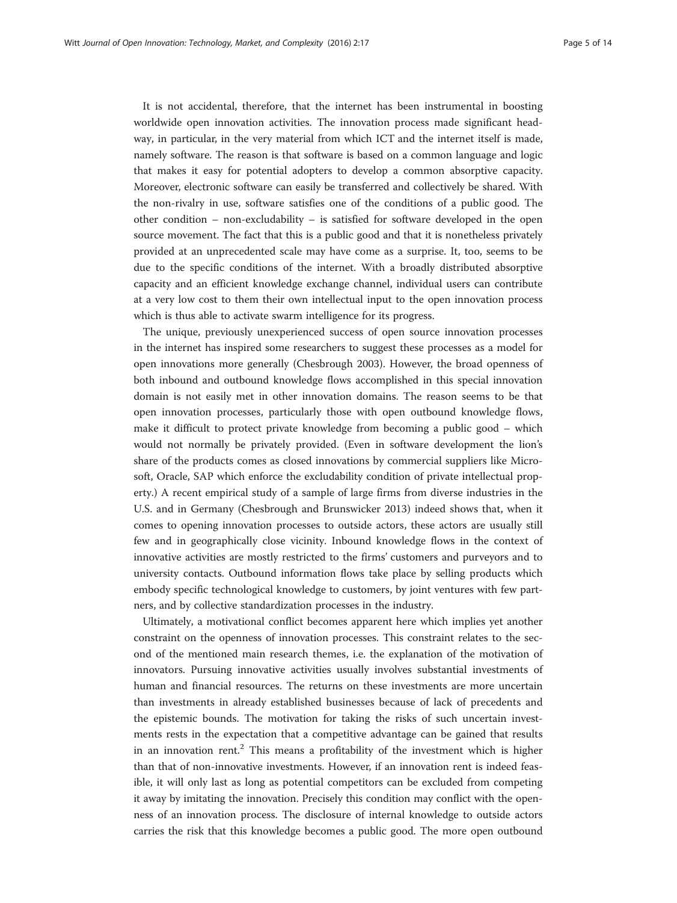It is not accidental, therefore, that the internet has been instrumental in boosting worldwide open innovation activities. The innovation process made significant headway, in particular, in the very material from which ICT and the internet itself is made, namely software. The reason is that software is based on a common language and logic that makes it easy for potential adopters to develop a common absorptive capacity. Moreover, electronic software can easily be transferred and collectively be shared. With the non-rivalry in use, software satisfies one of the conditions of a public good. The other condition – non-excludability – is satisfied for software developed in the open source movement. The fact that this is a public good and that it is nonetheless privately provided at an unprecedented scale may have come as a surprise. It, too, seems to be due to the specific conditions of the internet. With a broadly distributed absorptive capacity and an efficient knowledge exchange channel, individual users can contribute at a very low cost to them their own intellectual input to the open innovation process which is thus able to activate swarm intelligence for its progress.

The unique, previously unexperienced success of open source innovation processes in the internet has inspired some researchers to suggest these processes as a model for open innovations more generally (Chesbrough 2003). However, the broad openness of both inbound and outbound knowledge flows accomplished in this special innovation domain is not easily met in other innovation domains. The reason seems to be that open innovation processes, particularly those with open outbound knowledge flows, make it difficult to protect private knowledge from becoming a public good – which would not normally be privately provided. (Even in software development the lion's share of the products comes as closed innovations by commercial suppliers like Microsoft, Oracle, SAP which enforce the excludability condition of private intellectual property.) A recent empirical study of a sample of large firms from diverse industries in the U.S. and in Germany (Chesbrough and Brunswicker 2013) indeed shows that, when it comes to opening innovation processes to outside actors, these actors are usually still few and in geographically close vicinity. Inbound knowledge flows in the context of innovative activities are mostly restricted to the firms' customers and purveyors and to university contacts. Outbound information flows take place by selling products which embody specific technological knowledge to customers, by joint ventures with few partners, and by collective standardization processes in the industry.

Ultimately, a motivational conflict becomes apparent here which implies yet another constraint on the openness of innovation processes. This constraint relates to the second of the mentioned main research themes, i.e. the explanation of the motivation of innovators. Pursuing innovative activities usually involves substantial investments of human and financial resources. The returns on these investments are more uncertain than investments in already established businesses because of lack of precedents and the epistemic bounds. The motivation for taking the risks of such uncertain investments rests in the expectation that a competitive advantage can be gained that results in an innovation rent.[2] This means a profitability of the investment which is higher than that of non-innovative investments. However, if an innovation rent is indeed feasible, it will only last as long as potential competitors can be excluded from competing it away by imitating the innovation. Precisely this condition may conflict with the openness of an innovation process. The disclosure of internal knowledge to outside actors carries the risk that this knowledge becomes a public good. The more open outbound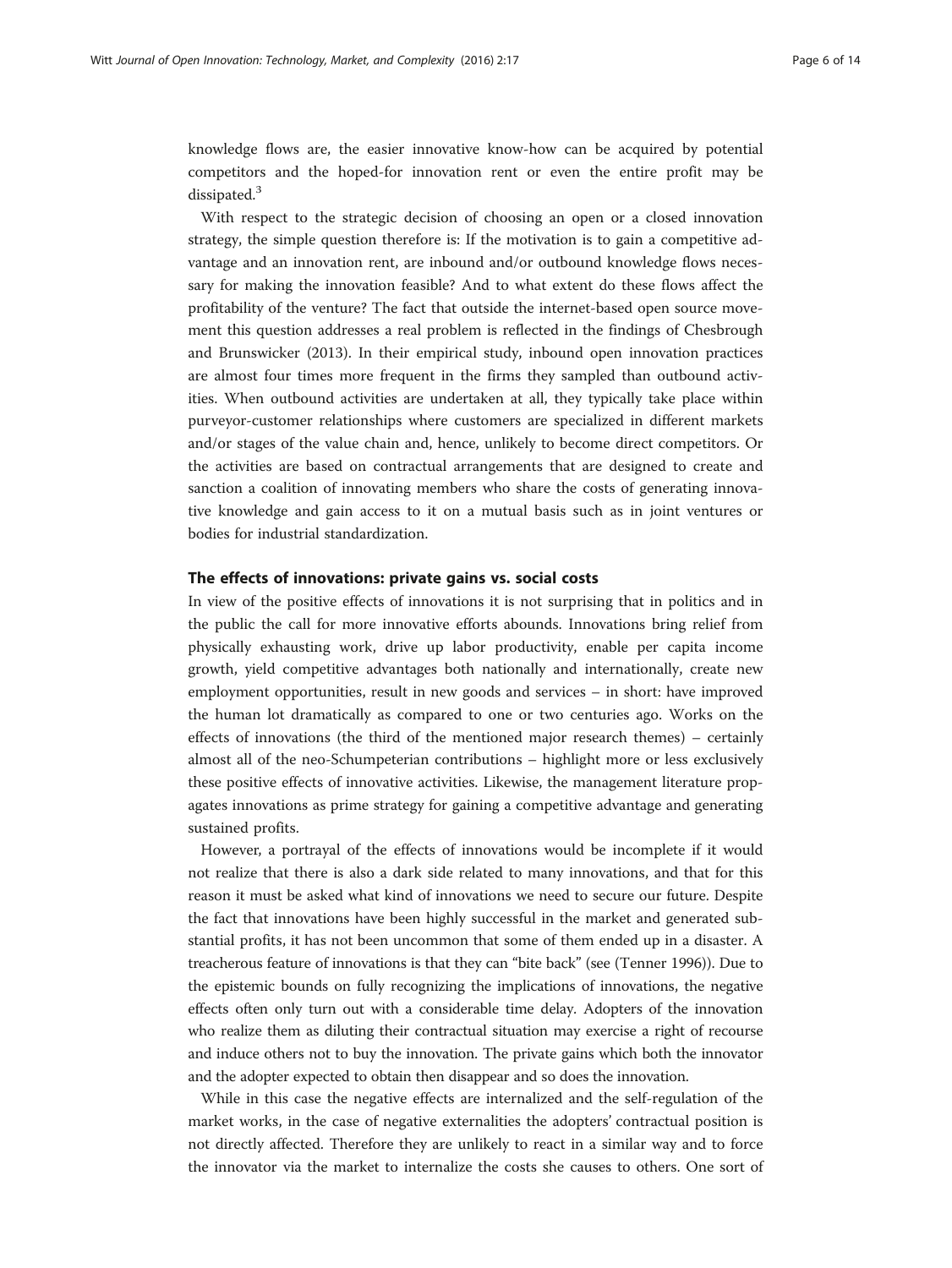knowledge flows are, the easier innovative know-how can be acquired by potential competitors and the hoped-for innovation rent or even the entire profit may be dissipated.[3]

With respect to the strategic decision of choosing an open or a closed innovation strategy, the simple question therefore is: If the motivation is to gain a competitive advantage and an innovation rent, are inbound and/or outbound knowledge flows necessary for making the innovation feasible? And to what extent do these flows affect the profitability of the venture? The fact that outside the internet-based open source movement this question addresses a real problem is reflected in the findings of Chesbrough and Brunswicker (2013). In their empirical study, inbound open innovation practices are almost four times more frequent in the firms they sampled than outbound activities. When outbound activities are undertaken at all, they typically take place within purveyor-customer relationships where customers are specialized in different markets and/or stages of the value chain and, hence, unlikely to become direct competitors. Or the activities are based on contractual arrangements that are designed to create and sanction a coalition of innovating members who share the costs of generating innovative knowledge and gain access to it on a mutual basis such as in joint ventures or bodies for industrial standardization.

## The effects of innovations: private gains vs. social costs

In view of the positive effects of innovations it is not surprising that in politics and in the public the call for more innovative efforts abounds. Innovations bring relief from physically exhausting work, drive up labor productivity, enable per capita income growth, yield competitive advantages both nationally and internationally, create new employment opportunities, result in new goods and services – in short: have improved the human lot dramatically as compared to one or two centuries ago. Works on the effects of innovations (the third of the mentioned major research themes) – certainly almost all of the neo-Schumpeterian contributions – highlight more or less exclusively these positive effects of innovative activities. Likewise, the management literature propagates innovations as prime strategy for gaining a competitive advantage and generating sustained profits.

However, a portrayal of the effects of innovations would be incomplete if it would not realize that there is also a dark side related to many innovations, and that for this reason it must be asked what kind of innovations we need to secure our future. Despite the fact that innovations have been highly successful in the market and generated substantial profits, it has not been uncommon that some of them ended up in a disaster. A treacherous feature of innovations is that they can "bite back" (see (Tenner 1996)). Due to the epistemic bounds on fully recognizing the implications of innovations, the negative effects often only turn out with a considerable time delay. Adopters of the innovation who realize them as diluting their contractual situation may exercise a right of recourse and induce others not to buy the innovation. The private gains which both the innovator and the adopter expected to obtain then disappear and so does the innovation.

While in this case the negative effects are internalized and the self-regulation of the market works, in the case of negative externalities the adopters' contractual position is not directly affected. Therefore they are unlikely to react in a similar way and to force the innovator via the market to internalize the costs she causes to others. One sort of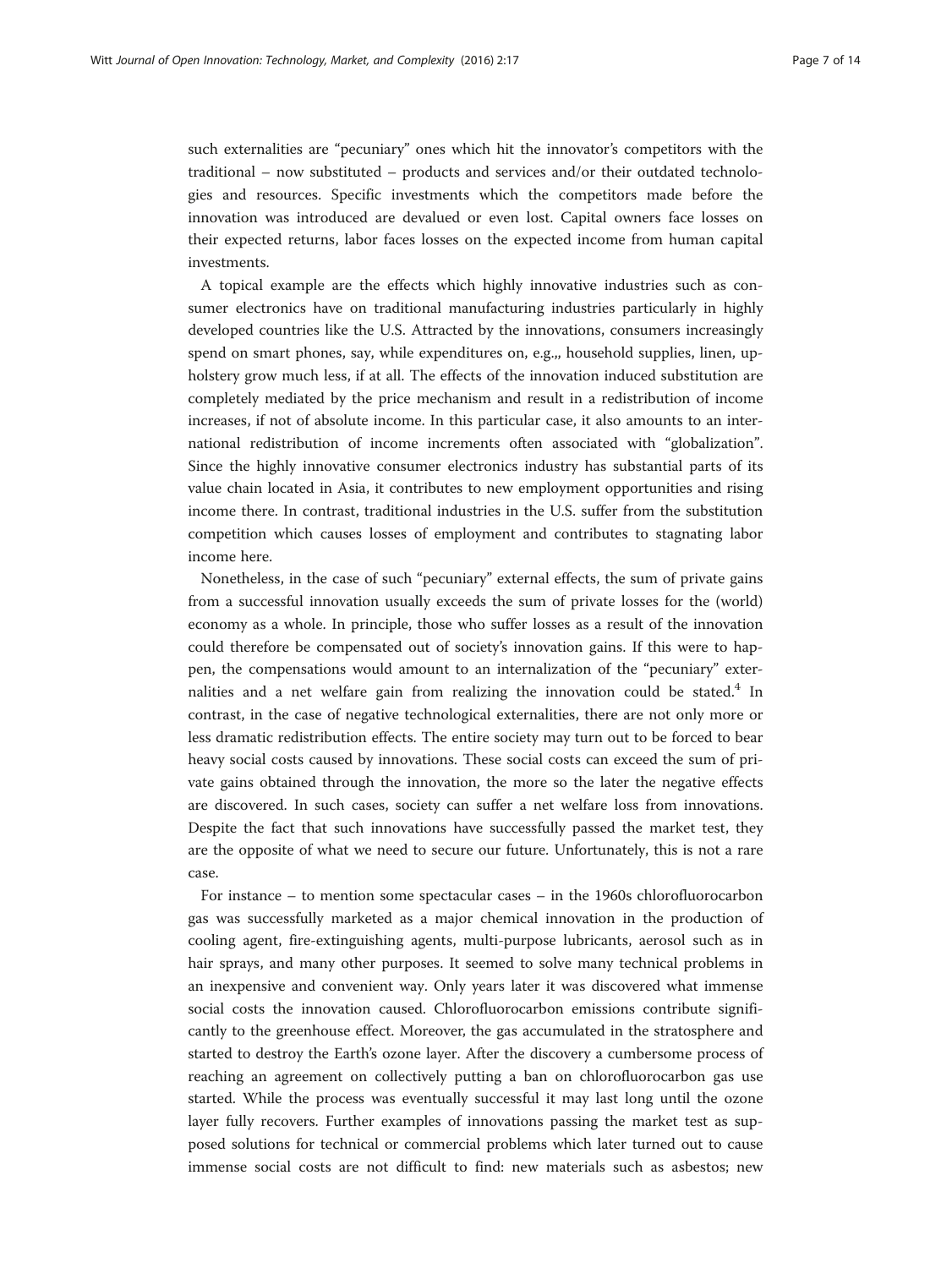such externalities are "pecuniary" ones which hit the innovator's competitors with the traditional – now substituted – products and services and/or their outdated technologies and resources. Specific investments which the competitors made before the innovation was introduced are devalued or even lost. Capital owners face losses on their expected returns, labor faces losses on the expected income from human capital investments.

A topical example are the effects which highly innovative industries such as consumer electronics have on traditional manufacturing industries particularly in highly developed countries like the U.S. Attracted by the innovations, consumers increasingly spend on smart phones, say, while expenditures on, e.g.,, household supplies, linen, upholstery grow much less, if at all. The effects of the innovation induced substitution are completely mediated by the price mechanism and result in a redistribution of income increases, if not of absolute income. In this particular case, it also amounts to an international redistribution of income increments often associated with "globalization". Since the highly innovative consumer electronics industry has substantial parts of its value chain located in Asia, it contributes to new employment opportunities and rising income there. In contrast, traditional industries in the U.S. suffer from the substitution competition which causes losses of employment and contributes to stagnating labor income here.

Nonetheless, in the case of such "pecuniary" external effects, the sum of private gains from a successful innovation usually exceeds the sum of private losses for the (world) economy as a whole. In principle, those who suffer losses as a result of the innovation could therefore be compensated out of society's innovation gains. If this were to happen, the compensations would amount to an internalization of the "pecuniary" externalities and a net welfare gain from realizing the innovation could be stated.[4] In contrast, in the case of negative technological externalities, there are not only more or less dramatic redistribution effects. The entire society may turn out to be forced to bear heavy social costs caused by innovations. These social costs can exceed the sum of private gains obtained through the innovation, the more so the later the negative effects are discovered. In such cases, society can suffer a net welfare loss from innovations. Despite the fact that such innovations have successfully passed the market test, they are the opposite of what we need to secure our future. Unfortunately, this is not a rare case.

For instance – to mention some spectacular cases – in the 1960s chlorofluorocarbon gas was successfully marketed as a major chemical innovation in the production of cooling agent, fire-extinguishing agents, multi-purpose lubricants, aerosol such as in hair sprays, and many other purposes. It seemed to solve many technical problems in an inexpensive and convenient way. Only years later it was discovered what immense social costs the innovation caused. Chlorofluorocarbon emissions contribute significantly to the greenhouse effect. Moreover, the gas accumulated in the stratosphere and started to destroy the Earth's ozone layer. After the discovery a cumbersome process of reaching an agreement on collectively putting a ban on chlorofluorocarbon gas use started. While the process was eventually successful it may last long until the ozone layer fully recovers. Further examples of innovations passing the market test as supposed solutions for technical or commercial problems which later turned out to cause immense social costs are not difficult to find: new materials such as asbestos; new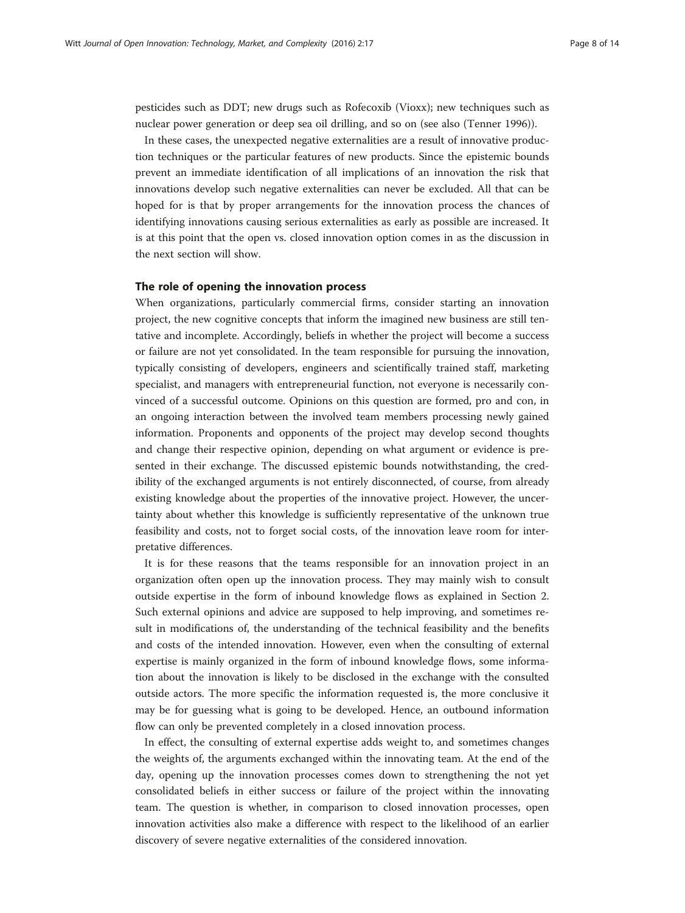pesticides such as DDT; new drugs such as Rofecoxib (Vioxx); new techniques such as nuclear power generation or deep sea oil drilling, and so on (see also (Tenner 1996)).

In these cases, the unexpected negative externalities are a result of innovative production techniques or the particular features of new products. Since the epistemic bounds prevent an immediate identification of all implications of an innovation the risk that innovations develop such negative externalities can never be excluded. All that can be hoped for is that by proper arrangements for the innovation process the chances of identifying innovations causing serious externalities as early as possible are increased. It is at this point that the open vs. closed innovation option comes in as the discussion in the next section will show.

## The role of opening the innovation process

When organizations, particularly commercial firms, consider starting an innovation project, the new cognitive concepts that inform the imagined new business are still tentative and incomplete. Accordingly, beliefs in whether the project will become a success or failure are not yet consolidated. In the team responsible for pursuing the innovation, typically consisting of developers, engineers and scientifically trained staff, marketing specialist, and managers with entrepreneurial function, not everyone is necessarily convinced of a successful outcome. Opinions on this question are formed, pro and con, in an ongoing interaction between the involved team members processing newly gained information. Proponents and opponents of the project may develop second thoughts and change their respective opinion, depending on what argument or evidence is presented in their exchange. The discussed epistemic bounds notwithstanding, the credibility of the exchanged arguments is not entirely disconnected, of course, from already existing knowledge about the properties of the innovative project. However, the uncertainty about whether this knowledge is sufficiently representative of the unknown true feasibility and costs, not to forget social costs, of the innovation leave room for interpretative differences.

It is for these reasons that the teams responsible for an innovation project in an organization often open up the innovation process. They may mainly wish to consult outside expertise in the form of inbound knowledge flows as explained in Section 2. Such external opinions and advice are supposed to help improving, and sometimes result in modifications of, the understanding of the technical feasibility and the benefits and costs of the intended innovation. However, even when the consulting of external expertise is mainly organized in the form of inbound knowledge flows, some information about the innovation is likely to be disclosed in the exchange with the consulted outside actors. The more specific the information requested is, the more conclusive it may be for guessing what is going to be developed. Hence, an outbound information flow can only be prevented completely in a closed innovation process.

In effect, the consulting of external expertise adds weight to, and sometimes changes the weights of, the arguments exchanged within the innovating team. At the end of the day, opening up the innovation processes comes down to strengthening the not yet consolidated beliefs in either success or failure of the project within the innovating team. The question is whether, in comparison to closed innovation processes, open innovation activities also make a difference with respect to the likelihood of an earlier discovery of severe negative externalities of the considered innovation.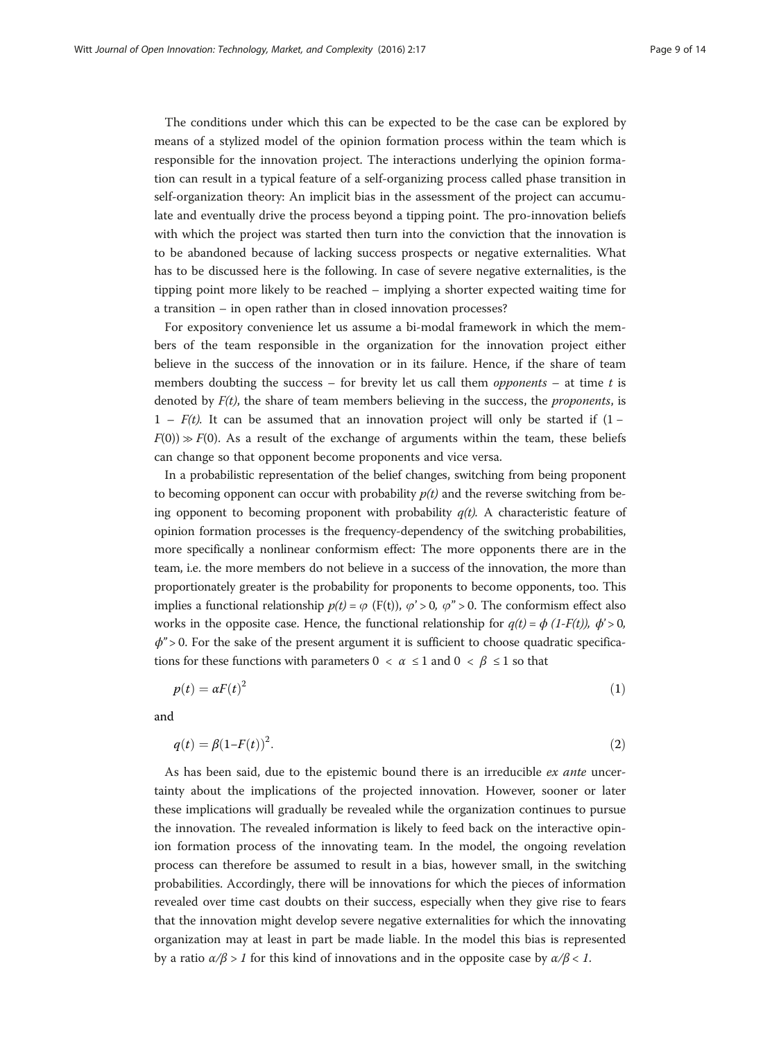The conditions under which this can be expected to be the case can be explored by means of a stylized model of the opinion formation process within the team which is responsible for the innovation project. The interactions underlying the opinion formation can result in a typical feature of a self-organizing process called phase transition in self-organization theory: An implicit bias in the assessment of the project can accumulate and eventually drive the process beyond a tipping point. The pro-innovation beliefs with which the project was started then turn into the conviction that the innovation is to be abandoned because of lacking success prospects or negative externalities. What has to be discussed here is the following. In case of severe negative externalities, is the tipping point more likely to be reached – implying a shorter expected waiting time for a transition – in open rather than in closed innovation processes?

For expository convenience let us assume a bi-modal framework in which the members of the team responsible in the organization for the innovation project either believe in the success of the innovation or in its failure. Hence, if the share of team members doubting the success – for brevity let us call them *opponents* – at time $t$ is denoted by $F(t)$, the share of team members believing in the success, the *proponents*, is $1 - F(t)$. It can be assumed that an innovation project will only be started if $(1 - F(0)) \gg F(0)$. As a result of the exchange of arguments within the team, these beliefs can change so that opponent become proponents and vice versa.

In a probabilistic representation of the belief changes, switching from being proponent to becoming opponent can occur with probability $p(t)$ and the reverse switching from being opponent to becoming proponent with probability $q(t)$. A characteristic feature of opinion formation processes is the frequency-dependency of the switching probabilities, more specifically a nonlinear conformism effect: The more opponents there are in the team, i.e. the more members do not believe in a success of the innovation, the more than proportionately greater is the probability for proponents to become opponents, too. This implies a functional relationship $p(t) = \varphi\ (F(t))$, $\varphi' > 0$, $\varphi'' > 0$. The conformism effect also works in the opposite case. Hence, the functional relationship for $q(t) = \phi\ (1\text{-}F(t))$, $\phi' > 0$, $\phi'' > 0$. For the sake of the present argument it is sufficient to choose quadratic specifications for these functions with parameters $0 < \alpha \leq 1$ and $0 < \beta \leq 1$ so that

$$p(t) = \alpha F(t)^2 \tag{1}$$

and

$$q(t) = \beta(1 - F(t))^2. \tag{2}$$

As has been said, due to the epistemic bound there is an irreducible *ex ante* uncertainty about the implications of the projected innovation. However, sooner or later these implications will gradually be revealed while the organization continues to pursue the innovation. The revealed information is likely to feed back on the interactive opinion formation process of the innovating team. In the model, the ongoing revelation process can therefore be assumed to result in a bias, however small, in the switching probabilities. Accordingly, there will be innovations for which the pieces of information revealed over time cast doubts on their success, especially when they give rise to fears that the innovation might develop severe negative externalities for which the innovating organization may at least in part be made liable. In the model this bias is represented by a ratio $\alpha/\beta > 1$ for this kind of innovations and in the opposite case by $\alpha/\beta < 1$.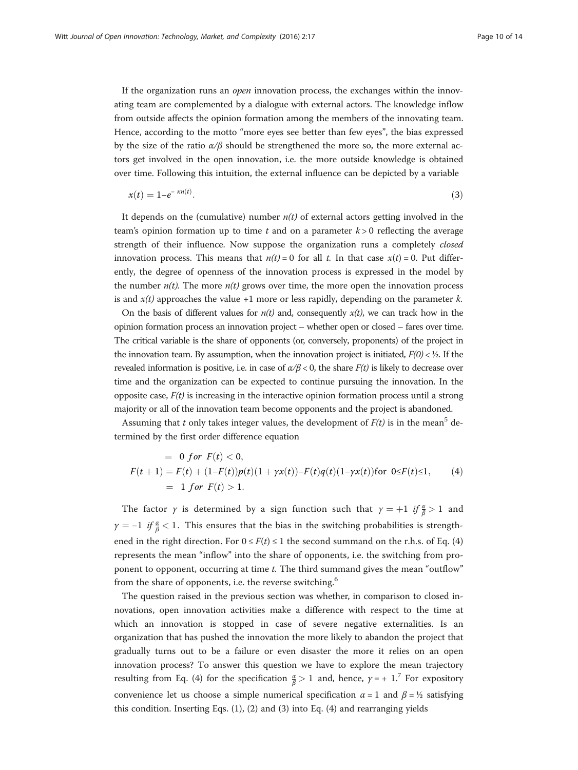If the organization runs an *open* innovation process, the exchanges within the innovating team are complemented by a dialogue with external actors. The knowledge inflow from outside affects the opinion formation among the members of the innovating team. Hence, according to the motto "more eyes see better than few eyes", the bias expressed by the size of the ratio $\alpha/\beta$ should be strengthened the more so, the more external actors get involved in the open innovation, i.e. the more outside knowledge is obtained over time. Following this intuition, the external influence can be depicted by a variable

$$x(t) = 1 - e^{-\kappa n(t)}. \tag{3}$$

It depends on the (cumulative) number $n(t)$ of external actors getting involved in the team's opinion formation up to time $t$ and on a parameter $k > 0$ reflecting the average strength of their influence. Now suppose the organization runs a completely *closed* innovation process. This means that $n(t) = 0$ for all $t$. In that case $x(t) = 0$. Put differently, the degree of openness of the innovation process is expressed in the model by the number $n(t)$. The more $n(t)$ grows over time, the more open the innovation process is and $x(t)$ approaches the value +1 more or less rapidly, depending on the parameter $k$.

On the basis of different values for $n(t)$ and, consequently $x(t)$, we can track how in the opinion formation process an innovation project – whether open or closed – fares over time. The critical variable is the share of opponents (or, conversely, proponents) of the project in the innovation team. By assumption, when the innovation project is initiated, $F(0) < ½$. If the revealed information is positive, i.e. in case of $\alpha/\beta < 0$, the share $F(t)$ is likely to decrease over time and the organization can be expected to continue pursuing the innovation. In the opposite case, $F(t)$ is increasing in the interactive opinion formation process until a strong majority or all of the innovation team become opponents and the project is abandoned.

Assuming that $t$ only takes integer values, the development of $F(t)$ is in the mean[5] determined by the first order difference equation

$$\begin{aligned} &= \ 0 \ for \ F(t) < 0, \\ F(t+1) &= F(t) + (1 - F(t))p(t)(1 + \gamma x(t)) - F(t)q(t)(1 - \gamma x(t)) \text{for } 0 \leq F(t) \leq 1, \\ &= \ 1 \ for \ F(t) > 1. \end{aligned} \tag{4}$$

The factor $\gamma$ is determined by a sign function such that $\gamma = +1 \ if \frac{\alpha}{\beta} > 1$ and $\gamma = -1 \ if \frac{\alpha}{\beta} < 1$. This ensures that the bias in the switching probabilities is strengthened in the right direction. For $0 \leq F(t) \leq 1$ the second summand on the r.h.s. of Eq. (4) represents the mean "inflow" into the share of opponents, i.e. the switching from proponent to opponent, occurring at time $t$. The third summand gives the mean "outflow" from the share of opponents, i.e. the reverse switching.[6]

The question raised in the previous section was whether, in comparison to closed innovations, open innovation activities make a difference with respect to the time at which an innovation is stopped in case of severe negative externalities. Is an organization that has pushed the innovation the more likely to abandon the project that gradually turns out to be a failure or even disaster the more it relies on an open innovation process? To answer this question we have to explore the mean trajectory resulting from Eq. (4) for the specification $\frac{\alpha}{\beta} > 1$ and, hence, $\gamma = +1$.[7] For expository convenience let us choose a simple numerical specification $\alpha = 1$ and $\beta = ½$ satisfying this condition. Inserting Eqs. (1), (2) and (3) into Eq. (4) and rearranging yields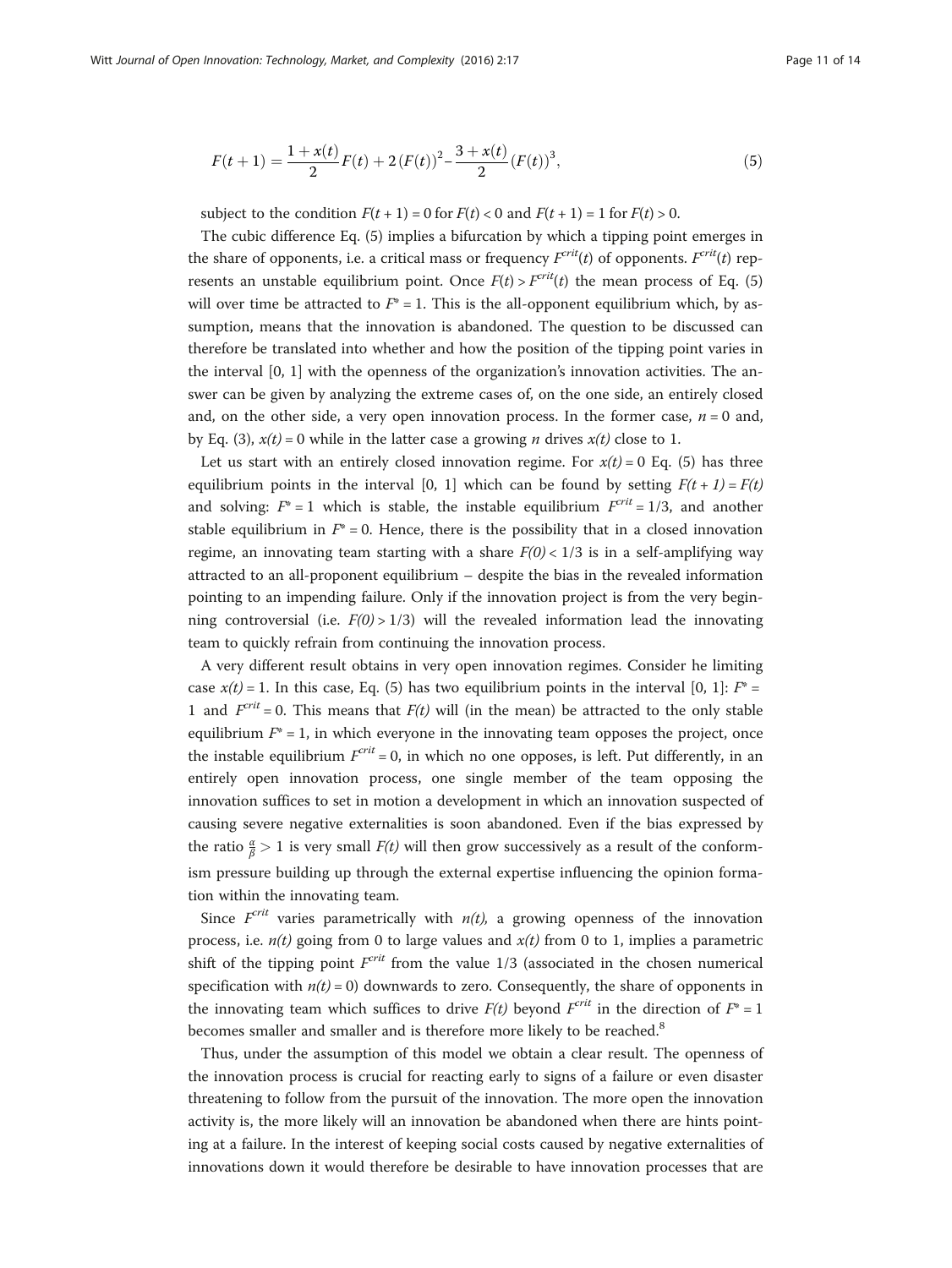$$F(t+1) = \frac{1+x(t)}{2}F(t) + 2\,(F(t))^2 - \frac{3+x(t)}{2}\,(F(t))^3, \tag{5}$$

subject to the condition $F(t+1) = 0$ for $F(t) < 0$ and $F(t+1) = 1$ for $F(t) > 0$.

The cubic difference Eq. (5) implies a bifurcation by which a tipping point emerges in the share of opponents, i.e. a critical mass or frequency $F^{crit}(t)$ of opponents. $F^{crit}(t)$ represents an unstable equilibrium point. Once $F(t) > F^{crit}(t)$ the mean process of Eq. (5) will over time be attracted to $F^* = 1$. This is the all-opponent equilibrium which, by assumption, means that the innovation is abandoned. The question to be discussed can therefore be translated into whether and how the position of the tipping point varies in the interval [0, 1] with the openness of the organization's innovation activities. The answer can be given by analyzing the extreme cases of, on the one side, an entirely closed and, on the other side, a very open innovation process. In the former case, $n = 0$ and, by Eq. (3), $x(t) = 0$ while in the latter case a growing $n$ drives $x(t)$ close to 1.

Let us start with an entirely closed innovation regime. For $x(t) = 0$ Eq. (5) has three equilibrium points in the interval [0, 1] which can be found by setting $F(t+1) = F(t)$ and solving: $F^* = 1$ which is stable, the instable equilibrium $F^{crit} = 1/3$, and another stable equilibrium in $F^* = 0$. Hence, there is the possibility that in a closed innovation regime, an innovating team starting with a share $F(0) < 1/3$ is in a self-amplifying way attracted to an all-proponent equilibrium – despite the bias in the revealed information pointing to an impending failure. Only if the innovation project is from the very beginning controversial (i.e. $F(0) > 1/3$) will the revealed information lead the innovating team to quickly refrain from continuing the innovation process.

A very different result obtains in very open innovation regimes. Consider he limiting case $x(t) = 1$. In this case, Eq. (5) has two equilibrium points in the interval [0, 1]: $F^* = 1$ and $F^{crit} = 0$. This means that $F(t)$ will (in the mean) be attracted to the only stable equilibrium $F^* = 1$, in which everyone in the innovating team opposes the project, once the instable equilibrium $F^{crit} = 0$, in which no one opposes, is left. Put differently, in an entirely open innovation process, one single member of the team opposing the innovation suffices to set in motion a development in which an innovation suspected of causing severe negative externalities is soon abandoned. Even if the bias expressed by the ratio $\frac{\alpha}{\beta} > 1$ is very small $F(t)$ will then grow successively as a result of the conformism pressure building up through the external expertise influencing the opinion formation within the innovating team.

Since $F^{crit}$ varies parametrically with $n(t)$, a growing openness of the innovation process, i.e. $n(t)$ going from 0 to large values and $x(t)$ from 0 to 1, implies a parametric shift of the tipping point $F^{crit}$ from the value 1/3 (associated in the chosen numerical specification with $n(t) = 0$) downwards to zero. Consequently, the share of opponents in the innovating team which suffices to drive $F(t)$ beyond $F^{crit}$ in the direction of $F^* = 1$ becomes smaller and smaller and is therefore more likely to be reached.[8]

Thus, under the assumption of this model we obtain a clear result. The openness of the innovation process is crucial for reacting early to signs of a failure or even disaster threatening to follow from the pursuit of the innovation. The more open the innovation activity is, the more likely will an innovation be abandoned when there are hints pointing at a failure. In the interest of keeping social costs caused by negative externalities of innovations down it would therefore be desirable to have innovation processes that are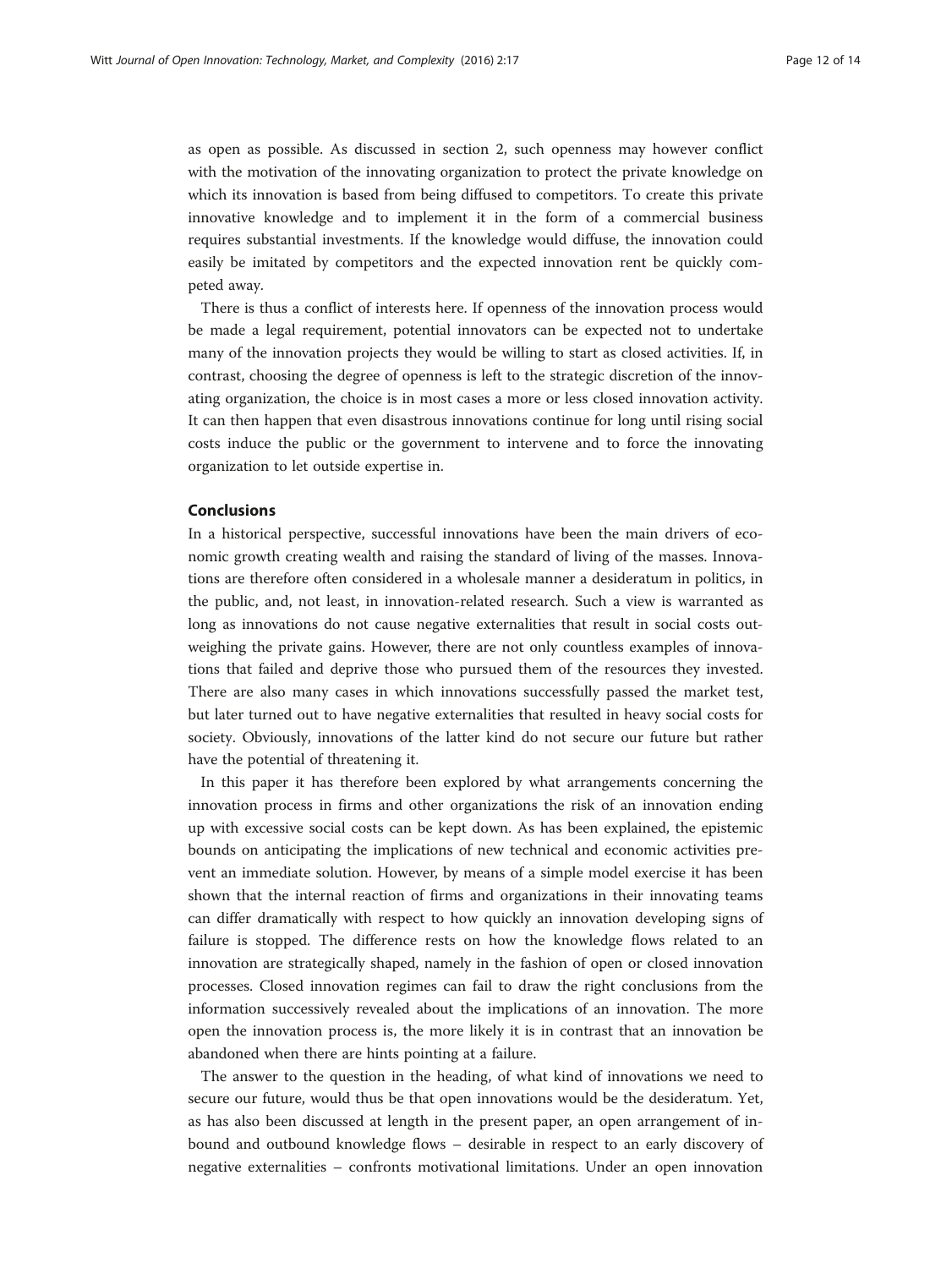as open as possible. As discussed in section 2, such openness may however conflict with the motivation of the innovating organization to protect the private knowledge on which its innovation is based from being diffused to competitors. To create this private innovative knowledge and to implement it in the form of a commercial business requires substantial investments. If the knowledge would diffuse, the innovation could easily be imitated by competitors and the expected innovation rent be quickly competed away.

There is thus a conflict of interests here. If openness of the innovation process would be made a legal requirement, potential innovators can be expected not to undertake many of the innovation projects they would be willing to start as closed activities. If, in contrast, choosing the degree of openness is left to the strategic discretion of the innovating organization, the choice is in most cases a more or less closed innovation activity. It can then happen that even disastrous innovations continue for long until rising social costs induce the public or the government to intervene and to force the innovating organization to let outside expertise in.

## Conclusions

In a historical perspective, successful innovations have been the main drivers of economic growth creating wealth and raising the standard of living of the masses. Innovations are therefore often considered in a wholesale manner a desideratum in politics, in the public, and, not least, in innovation-related research. Such a view is warranted as long as innovations do not cause negative externalities that result in social costs outweighing the private gains. However, there are not only countless examples of innovations that failed and deprive those who pursued them of the resources they invested. There are also many cases in which innovations successfully passed the market test, but later turned out to have negative externalities that resulted in heavy social costs for society. Obviously, innovations of the latter kind do not secure our future but rather have the potential of threatening it.

In this paper it has therefore been explored by what arrangements concerning the innovation process in firms and other organizations the risk of an innovation ending up with excessive social costs can be kept down. As has been explained, the epistemic bounds on anticipating the implications of new technical and economic activities prevent an immediate solution. However, by means of a simple model exercise it has been shown that the internal reaction of firms and organizations in their innovating teams can differ dramatically with respect to how quickly an innovation developing signs of failure is stopped. The difference rests on how the knowledge flows related to an innovation are strategically shaped, namely in the fashion of open or closed innovation processes. Closed innovation regimes can fail to draw the right conclusions from the information successively revealed about the implications of an innovation. The more open the innovation process is, the more likely it is in contrast that an innovation be abandoned when there are hints pointing at a failure.

The answer to the question in the heading, of what kind of innovations we need to secure our future, would thus be that open innovations would be the desideratum. Yet, as has also been discussed at length in the present paper, an open arrangement of inbound and outbound knowledge flows – desirable in respect to an early discovery of negative externalities – confronts motivational limitations. Under an open innovation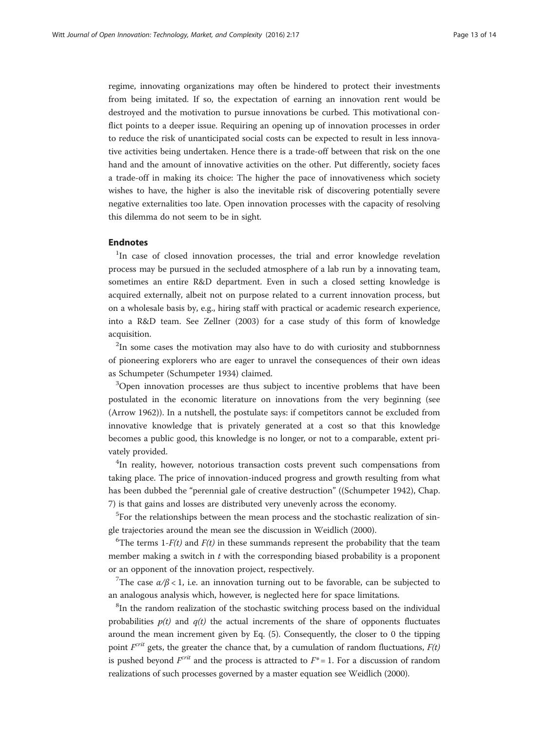regime, innovating organizations may often be hindered to protect their investments from being imitated. If so, the expectation of earning an innovation rent would be destroyed and the motivation to pursue innovations be curbed. This motivational conflict points to a deeper issue. Requiring an opening up of innovation processes in order to reduce the risk of unanticipated social costs can be expected to result in less innovative activities being undertaken. Hence there is a trade-off between that risk on the one hand and the amount of innovative activities on the other. Put differently, society faces a trade-off in making its choice: The higher the pace of innovativeness which society wishes to have, the higher is also the inevitable risk of discovering potentially severe negative externalities too late. Open innovation processes with the capacity of resolving this dilemma do not seem to be in sight.

## Endnotes

[1]In case of closed innovation processes, the trial and error knowledge revelation process may be pursued in the secluded atmosphere of a lab run by a innovating team, sometimes an entire R&D department. Even in such a closed setting knowledge is acquired externally, albeit not on purpose related to a current innovation process, but on a wholesale basis by, e.g., hiring staff with practical or academic research experience, into a R&D team. See Zellner (2003) for a case study of this form of knowledge acquisition.

[2]In some cases the motivation may also have to do with curiosity and stubbornness of pioneering explorers who are eager to unravel the consequences of their own ideas as Schumpeter (Schumpeter 1934) claimed.

[3]Open innovation processes are thus subject to incentive problems that have been postulated in the economic literature on innovations from the very beginning (see (Arrow 1962)). In a nutshell, the postulate says: if competitors cannot be excluded from innovative knowledge that is privately generated at a cost so that this knowledge becomes a public good, this knowledge is no longer, or not to a comparable, extent privately provided.

[4]In reality, however, notorious transaction costs prevent such compensations from taking place. The price of innovation-induced progress and growth resulting from what has been dubbed the "perennial gale of creative destruction" ((Schumpeter 1942), Chap. 7) is that gains and losses are distributed very unevenly across the economy.

[5]For the relationships between the mean process and the stochastic realization of single trajectories around the mean see the discussion in Weidlich (2000).

[6]The terms $1\text{-}F(t)$ and $F(t)$ in these summands represent the probability that the team member making a switch in $t$ with the corresponding biased probability is a proponent or an opponent of the innovation project, respectively.

[7]The case $\alpha/\beta < 1$, i.e. an innovation turning out to be favorable, can be subjected to an analogous analysis which, however, is neglected here for space limitations.

[8]In the random realization of the stochastic switching process based on the individual probabilities $p(t)$ and $q(t)$ the actual increments of the share of opponents fluctuates around the mean increment given by Eq. (5). Consequently, the closer to 0 the tipping point $F^{crit}$ gets, the greater the chance that, by a cumulation of random fluctuations, $F(t)$ is pushed beyond $F^{crit}$ and the process is attracted to $F^{*} = 1$. For a discussion of random realizations of such processes governed by a master equation see Weidlich (2000).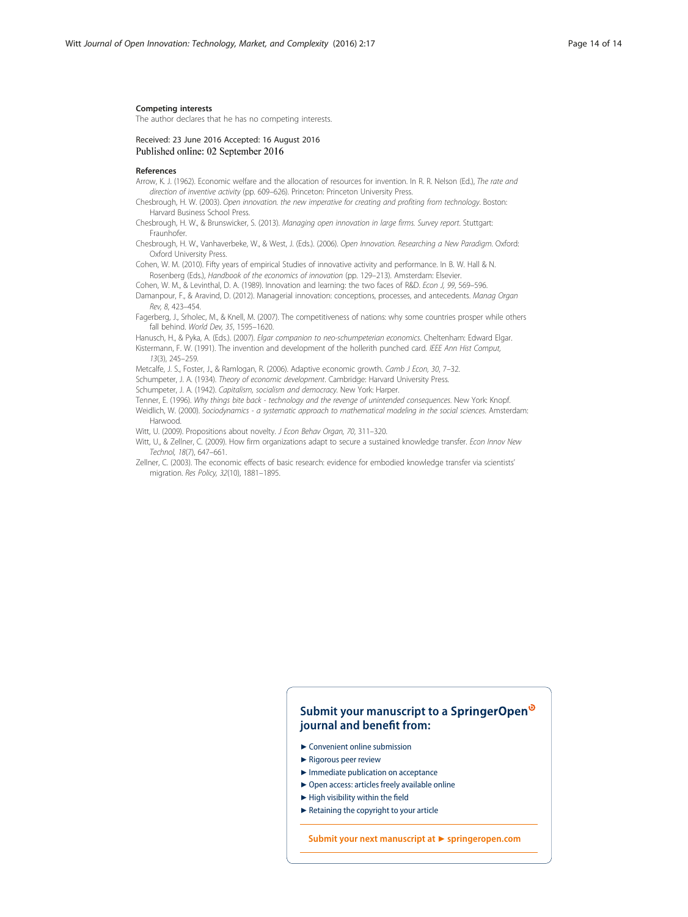**Competing interests**
The author declares that he has no competing interests.

Received: 23 June 2016 Accepted: 16 August 2016
Published online: 02 September 2016

## References

Arrow, K. J. (1962). Economic welfare and the allocation of resources for invention. In R. R. Nelson (Ed.), *The rate and direction of inventive activity* (pp. 609–626). Princeton: Princeton University Press.

Chesbrough, H. W. (2003). *Open innovation. the new imperative for creating and profiting from technology*. Boston: Harvard Business School Press.

Chesbrough, H. W., & Brunswicker, S. (2013). *Managing open innovation in large firms. Survey report*. Stuttgart: Fraunhofer.

Chesbrough, H. W., Vanhaverbeke, W., & West, J. (Eds.). (2006). *Open Innovation. Researching a New Paradigm*. Oxford: Oxford University Press.

Cohen, W. M. (2010). Fifty years of empirical Studies of innovative activity and performance. In B. W. Hall & N. Rosenberg (Eds.), *Handbook of the economics of innovation* (pp. 129–213). Amsterdam: Elsevier.

Cohen, W. M., & Levinthal, D. A. (1989). Innovation and learning: the two faces of R&D. *Econ J, 99*, 569–596.

Damanpour, F., & Aravind, D. (2012). Managerial innovation: conceptions, processes, and antecedents. *Manag Organ Rev, 8*, 423–454.

Fagerberg, J., Srholec, M., & Knell, M. (2007). The competitiveness of nations: why some countries prosper while others fall behind. *World Dev, 35*, 1595–1620.

Hanusch, H., & Pyka, A. (Eds.). (2007). *Elgar companion to neo-schumpeterian economics*. Cheltenham: Edward Elgar.

Kistermann, F. W. (1991). The invention and development of the hollerith punched card. *IEEE Ann Hist Comput, 13*(3), 245–259.

Metcalfe, J. S., Foster, J., & Ramlogan, R. (2006). Adaptive economic growth. *Camb J Econ, 30*, 7–32.

Schumpeter, J. A. (1934). *Theory of economic development*. Cambridge: Harvard University Press.

Schumpeter, J. A. (1942). *Capitalism, socialism and democracy*. New York: Harper.

Tenner, E. (1996). *Why things bite back - technology and the revenge of unintended consequences*. New York: Knopf.

Weidlich, W. (2000). *Sociodynamics - a systematic approach to mathematical modeling in the social sciences*. Amsterdam: Harwood.

Witt, U. (2009). Propositions about novelty. *J Econ Behav Organ, 70*, 311–320.

Witt, U., & Zellner, C. (2009). How firm organizations adapt to secure a sustained knowledge transfer. *Econ Innov New Technol, 18*(7), 647–661.

Zellner, C. (2003). The economic effects of basic research: evidence for embodied knowledge transfer via scientists' migration. *Res Policy, 32*(10), 1881–1895.

**Submit your manuscript to a SpringerOpen journal and benefit from:**

- ► Convenient online submission
- ► Rigorous peer review
- ► Immediate publication on acceptance
- ► Open access: articles freely available online
- ► High visibility within the field
- ► Retaining the copyright to your article

**Submit your next manuscript at ► springeropen.com**